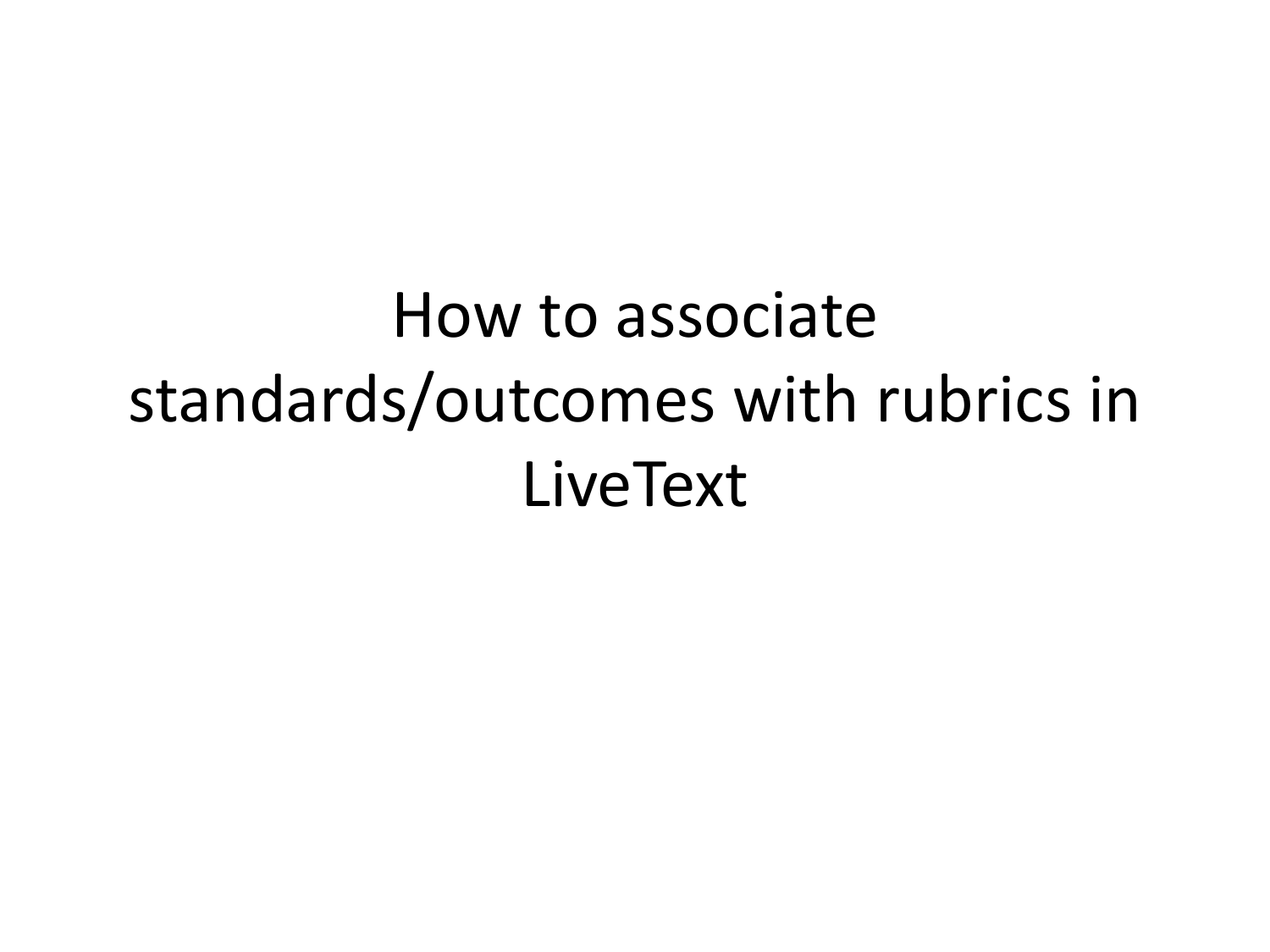# How to associate standards/outcomes with rubrics in LiveText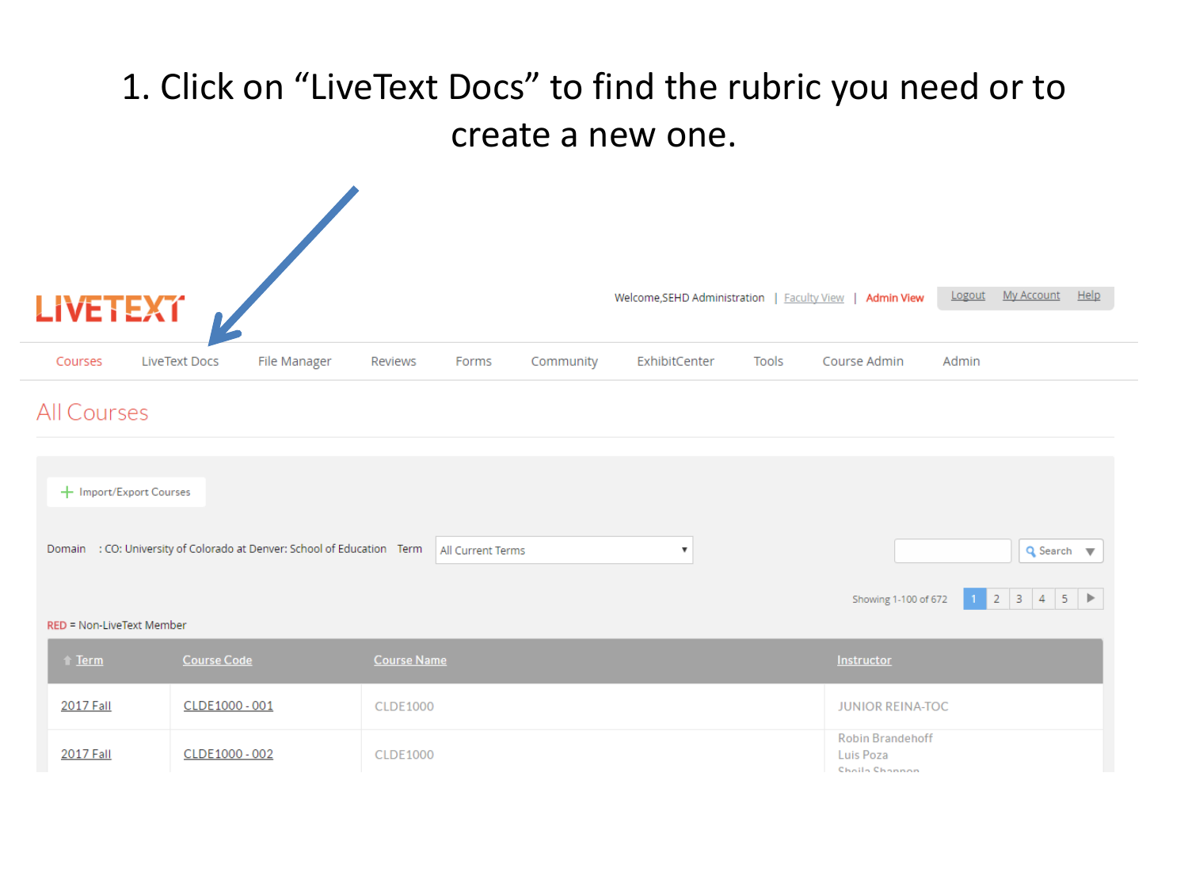1. Click on “LiveText Docs” to find the rubric you need or to create a new one.

LIVETEXT

Welcome,SEHD Administration | Faculty View | Admin View | Logout My Account Help

Courses LiveText Docs File Manager Reviews Forms Community ExhibitCenter Tools Course Admin Admin

All Courses

+ Import/Export Courses

Domain : CO: University of Colorado at Denver: School of Education Term All Current Terms

Search

Showing 1-100 of 672 1 2 3 4 5

RED = Non-LiveText Member

| Term | Course Code | Course Name | Instructor |
|---|---|---|---|
| 2017 Fall | CLDE1000 - 001 | CLDE1000 | JUNIOR REINA-TOC |
| 2017 Fall | CLDE1000 - 002 | CLDE1000 | Robin Brandehoff<br>Luis Poza<br>Sheila Shannon |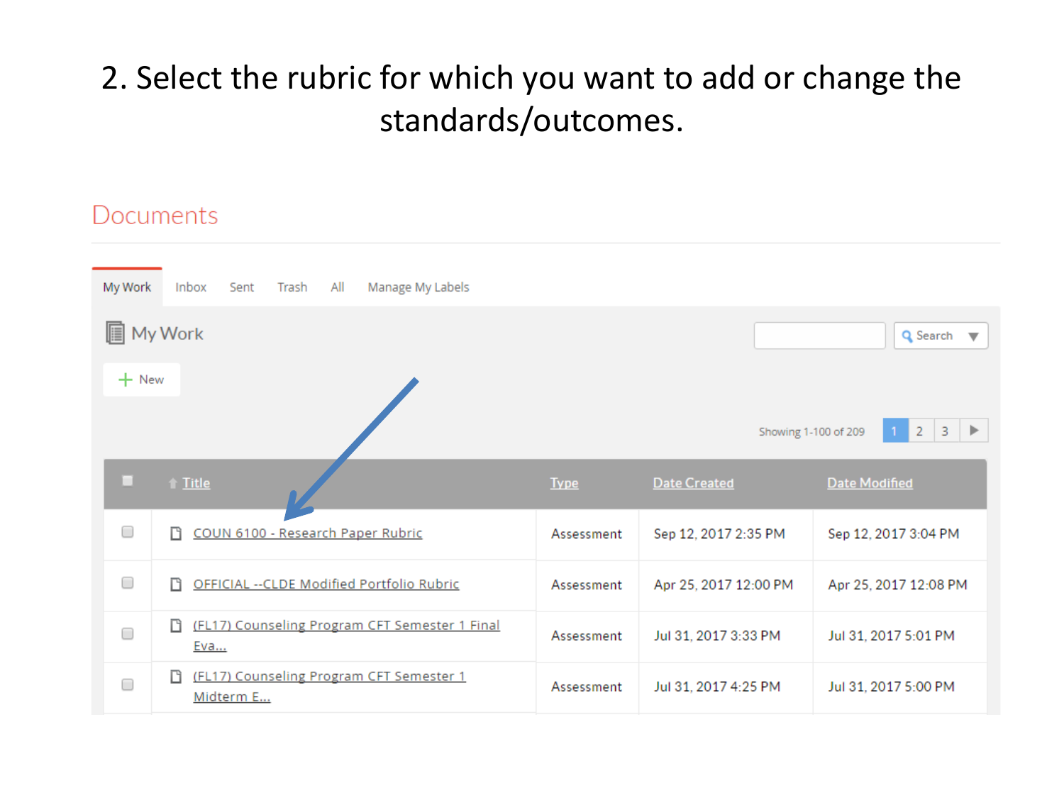# 2. Select the rubric for which you want to add or change the standards/outcomes.

## Documents

My Work | Inbox | Sent | Trash | All | Manage My Labels

### My Work

+ New

Search

Showing 1-100 of 209 | 1 | 2 | 3

| | Title | Type | Date Created | Date Modified |
|---|---|---|---|---|
| | COUN 6100 - Research Paper Rubric | Assessment | Sep 12, 2017 2:35 PM | Sep 12, 2017 3:04 PM |
| | OFFICIAL --CLDE Modified Portfolio Rubric | Assessment | Apr 25, 2017 12:00 PM | Apr 25, 2017 12:08 PM |
| | (FL17) Counseling Program CFT Semester 1 Final Eva... | Assessment | Jul 31, 2017 3:33 PM | Jul 31, 2017 5:01 PM |
| | (FL17) Counseling Program CFT Semester 1 Midterm E... | Assessment | Jul 31, 2017 4:25 PM | Jul 31, 2017 5:00 PM |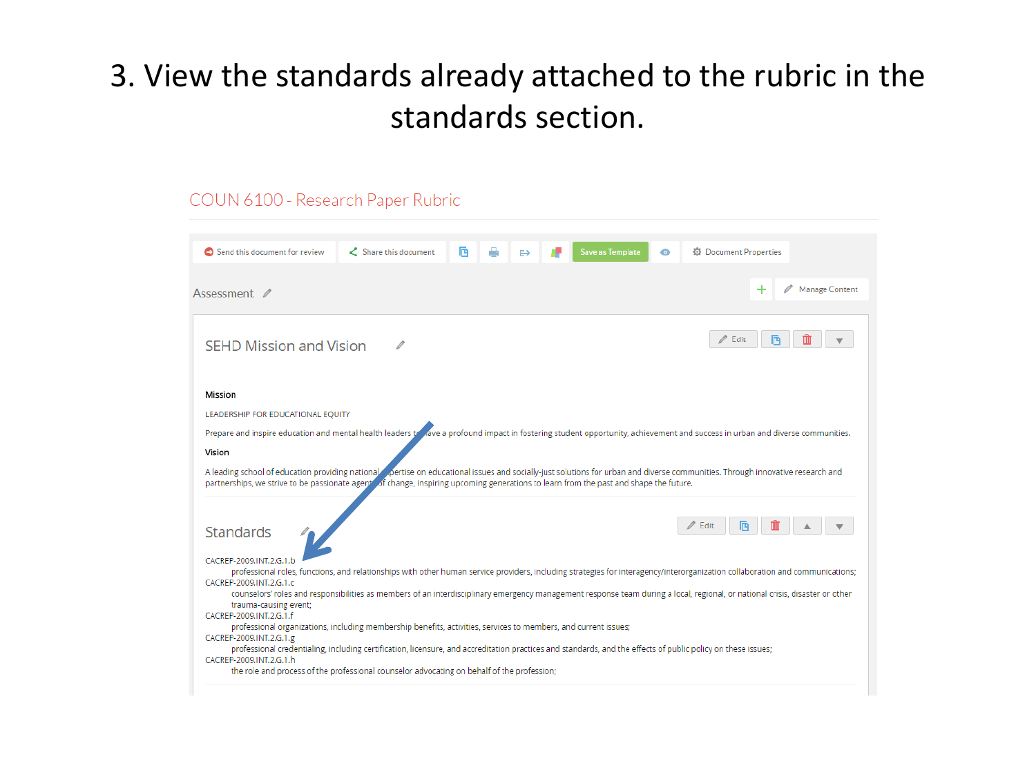# 3. View the standards already attached to the rubric in the standards section.

COUN 6100 - Research Paper Rubric

Send this document for review | Share this document | Save as Template | Document Properties

Assessment

Manage Content

## SEHD Mission and Vision

Edit

**Mission**

LEADERSHIP FOR EDUCATIONAL EQUITY

Prepare and inspire education and mental health leaders to have a profound impact in fostering student opportunity, achievement and success in urban and diverse communities.

**Vision**

A leading school of education providing national expertise on educational issues and socially-just solutions for urban and diverse communities. Through innovative research and partnerships, we strive to be passionate agents of change, inspiring upcoming generations to learn from the past and shape the future.

## Standards

Edit

CACREP-2009.INT.2.G.1.b
professional roles, functions, and relationships with other human service providers, including strategies for interagency/interorganization collaboration and communications;

CACREP-2009.INT.2.G.1.c
counselors' roles and responsibilities as members of an interdisciplinary emergency management response team during a local, regional, or national crisis, disaster or other trauma-causing event;

CACREP-2009.INT.2.G.1.f
professional organizations, including membership benefits, activities, services to members, and current issues;

CACREP-2009.INT.2.G.1.g
professional credentialing, including certification, licensure, and accreditation practices and standards, and the effects of public policy on these issues;

CACREP-2009.INT.2.G.1.h
the role and process of the professional counselor advocating on behalf of the profession;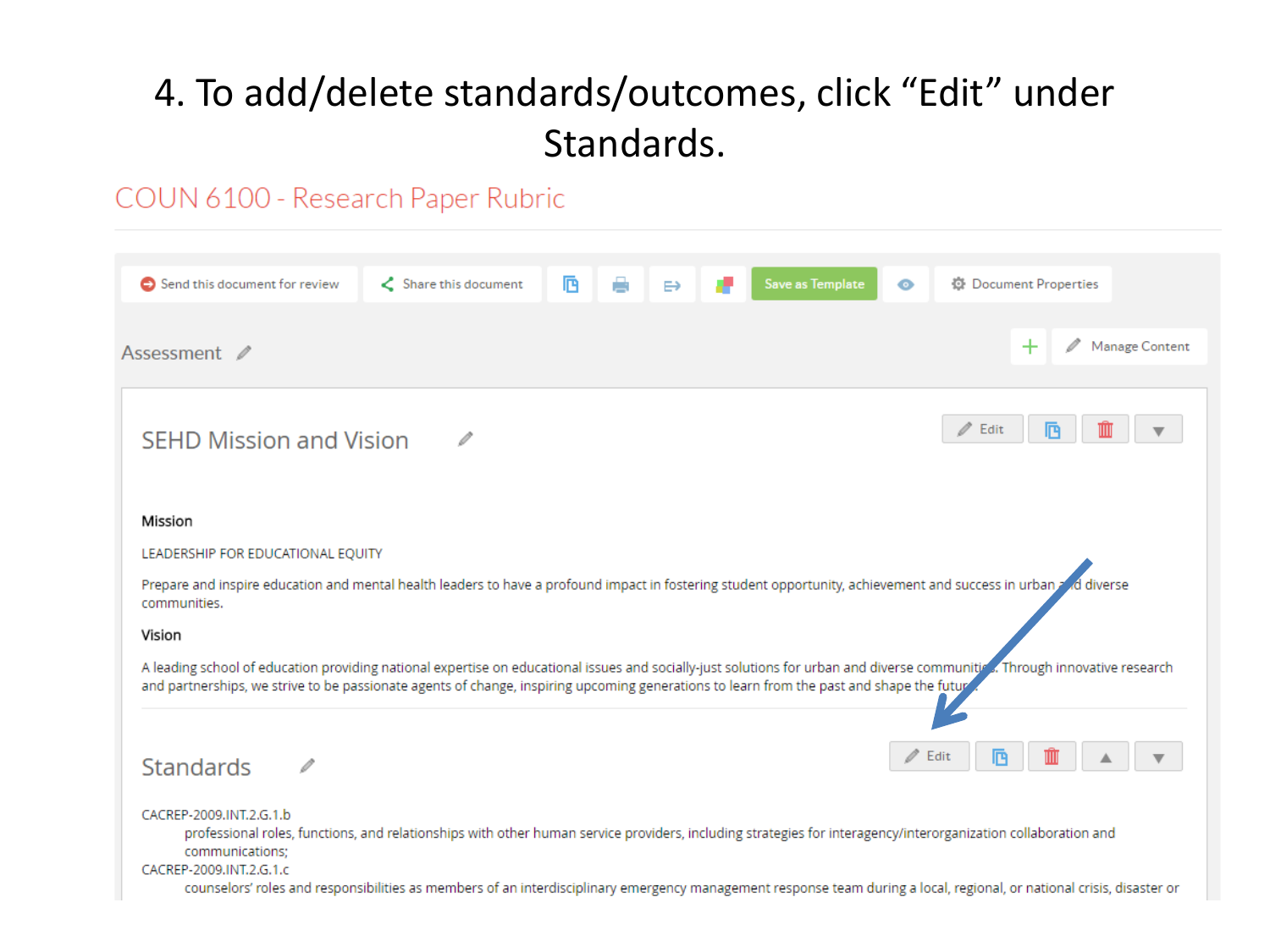# 4. To add/delete standards/outcomes, click "Edit" under Standards.

COUN 6100 - Research Paper Rubric

Send this document for review | Share this document | Save as Template | Document Properties

Assessment

Manage Content

## SEHD Mission and Vision

Edit

**Mission**

LEADERSHIP FOR EDUCATIONAL EQUITY

Prepare and inspire education and mental health leaders to have a profound impact in fostering student opportunity, achievement and success in urban and diverse communities.

**Vision**

A leading school of education providing national expertise on educational issues and socially-just solutions for urban and diverse communities. Through innovative research and partnerships, we strive to be passionate agents of change, inspiring upcoming generations to learn from the past and shape the future.

## Standards

Edit

CACREP-2009.INT.2.G.1.b
professional roles, functions, and relationships with other human service providers, including strategies for interagency/interorganization collaboration and communications;

CACREP-2009.INT.2.G.1.c
counselors' roles and responsibilities as members of an interdisciplinary emergency management response team during a local, regional, or national crisis, disaster or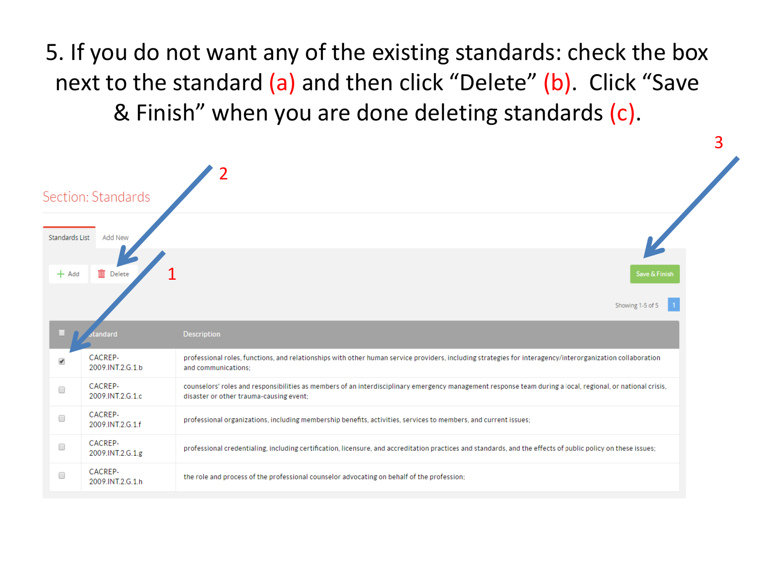5. If you do not want any of the existing standards: check the box next to the standard (a) and then click “Delete” (b). Click “Save & Finish” when you are done deleting standards (c).

2

3

Section: Standards

Standards List | Add New

+ Add | Delete

1

Save & Finish

Showing 1-5 of 5 | 1

| | Standard | Description |
| --- | --- | --- |
| ☑ | CACREP-2009.INT.2.G.1.b | professional roles, functions, and relationships with other human service providers, including strategies for interagency/interorganization collaboration and communications; |
| ☐ | CACREP-2009.INT.2.G.1.c | counselors' roles and responsibilities as members of an interdisciplinary emergency management response team during a local, regional, or national crisis, disaster or other trauma-causing event; |
| ☐ | CACREP-2009.INT.2.G.1.f | professional organizations, including membership benefits, activities, services to members, and current issues; |
| ☐ | CACREP-2009.INT.2.G.1.g | professional credentialing, including certification, licensure, and accreditation practices and standards, and the effects of public policy on these issues; |
| ☐ | CACREP-2009.INT.2.G.1.h | the role and process of the professional counselor advocating on behalf of the profession; |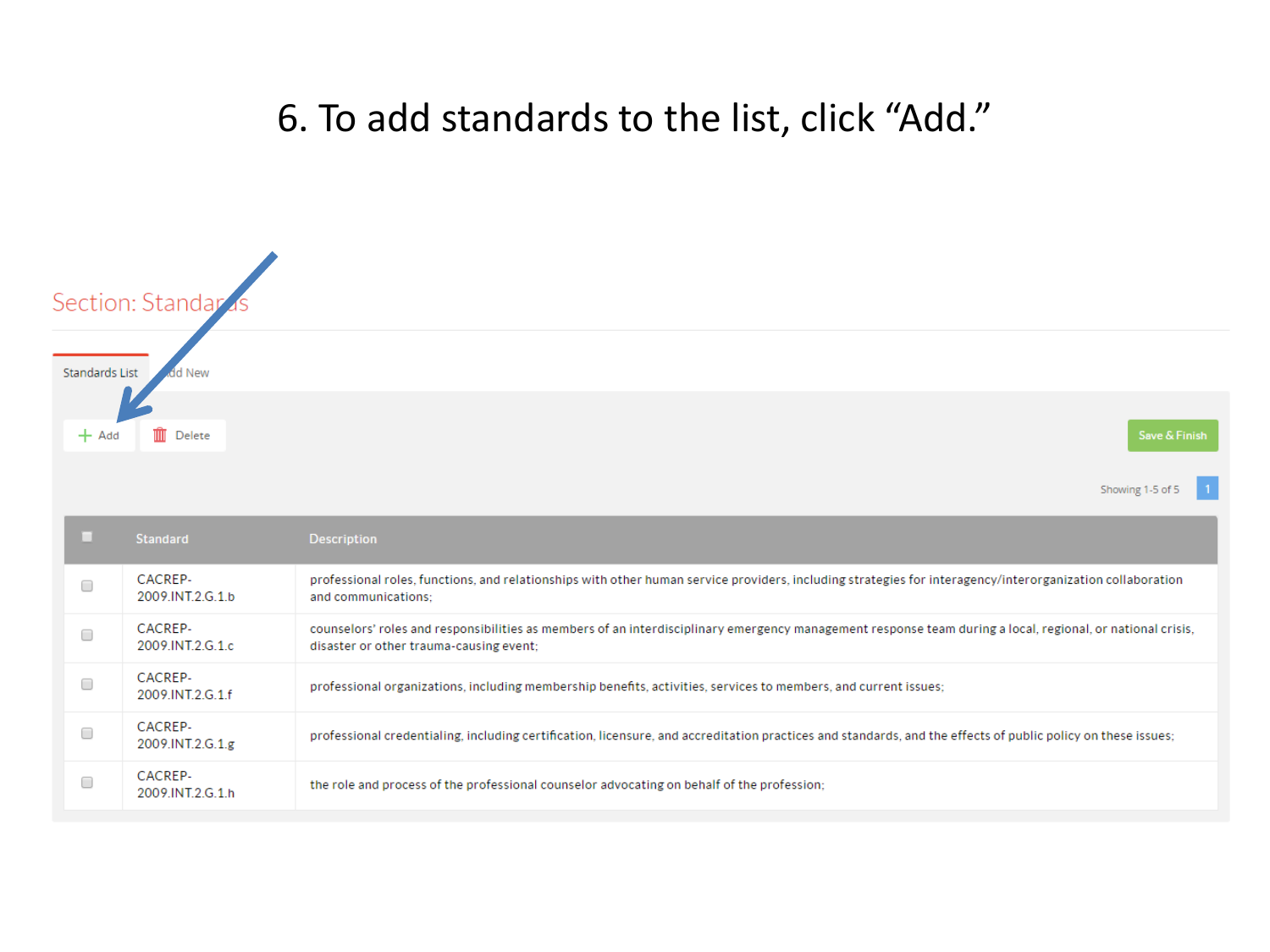# 6. To add standards to the list, click "Add."

Section: Standards

Standards List | Add New

+ Add | Delete | Save & Finish

Showing 1-5 of 5 | 1

| | Standard | Description |
|---|---|---|
| | CACREP-2009.INT.2.G.1.b | professional roles, functions, and relationships with other human service providers, including strategies for interagency/interorganization collaboration and communications; |
| | CACREP-2009.INT.2.G.1.c | counselors' roles and responsibilities as members of an interdisciplinary emergency management response team during a local, regional, or national crisis, disaster or other trauma-causing event; |
| | CACREP-2009.INT.2.G.1.f | professional organizations, including membership benefits, activities, services to members, and current issues; |
| | CACREP-2009.INT.2.G.1.g | professional credentialing, including certification, licensure, and accreditation practices and standards, and the effects of public policy on these issues; |
| | CACREP-2009.INT.2.G.1.h | the role and process of the professional counselor advocating on behalf of the profession; |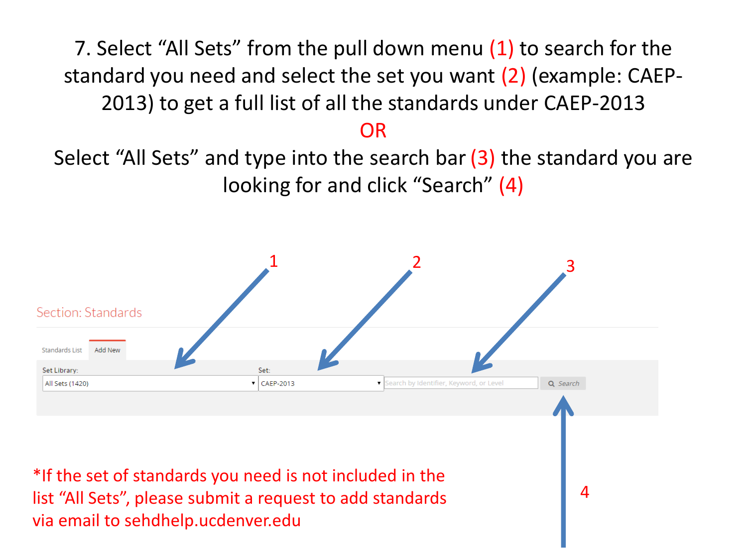7. Select "All Sets" from the pull down menu (1) to search for the standard you need and select the set you want (2) (example: CAEP-2013) to get a full list of all the standards under CAEP-2013

OR

Select "All Sets" and type into the search bar (3) the standard you are looking for and click "Search" (4)

1 2 3

Section: Standards

Standards List | Add New

Set Library: All Sets (1420)

Set: CAEP-2013

Search by Identifier, Keyword, or Level

Search

4

*If the set of standards you need is not included in the list "All Sets", please submit a request to add standards via email to sehdhelp.ucdenver.edu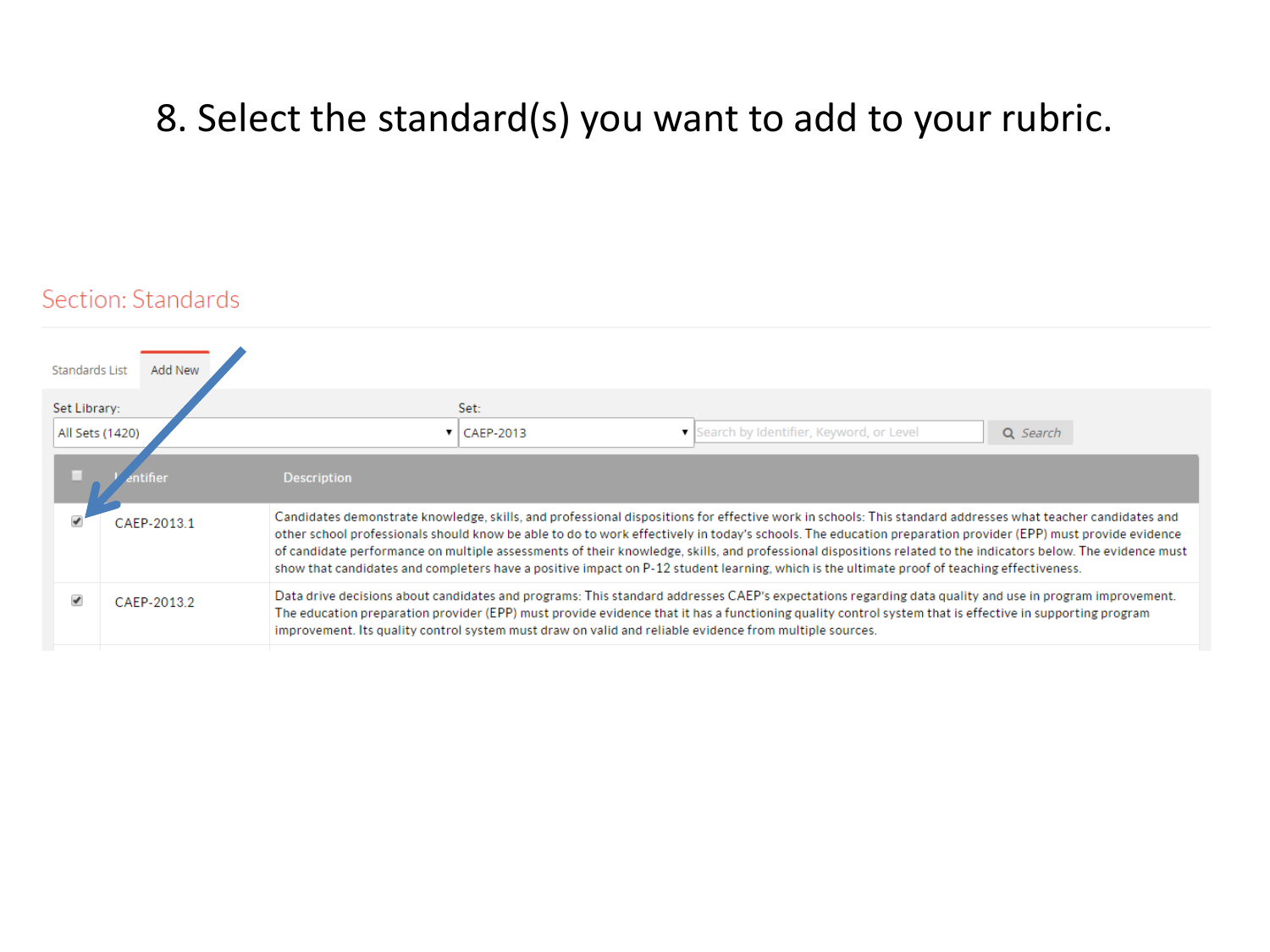# 8. Select the standard(s) you want to add to your rubric.

## Section: Standards

Standards List | Add New

Set Library: All Sets (1420)

Set: CAEP-2013

Search by Identifier, Keyword, or Level | Search

| ☐ | Identifier | Description |
|---|---|---|
| ☑ | CAEP-2013.1 | Candidates demonstrate knowledge, skills, and professional dispositions for effective work in schools: This standard addresses what teacher candidates and other school professionals should know be able to do to work effectively in today's schools. The education preparation provider (EPP) must provide evidence of candidate performance on multiple assessments of their knowledge, skills, and professional dispositions related to the indicators below. The evidence must show that candidates and completers have a positive impact on P-12 student learning, which is the ultimate proof of teaching effectiveness. |
| ☑ | CAEP-2013.2 | Data drive decisions about candidates and programs: This standard addresses CAEP's expectations regarding data quality and use in program improvement. The education preparation provider (EPP) must provide evidence that it has a functioning quality control system that is effective in supporting program improvement. Its quality control system must draw on valid and reliable evidence from multiple sources. |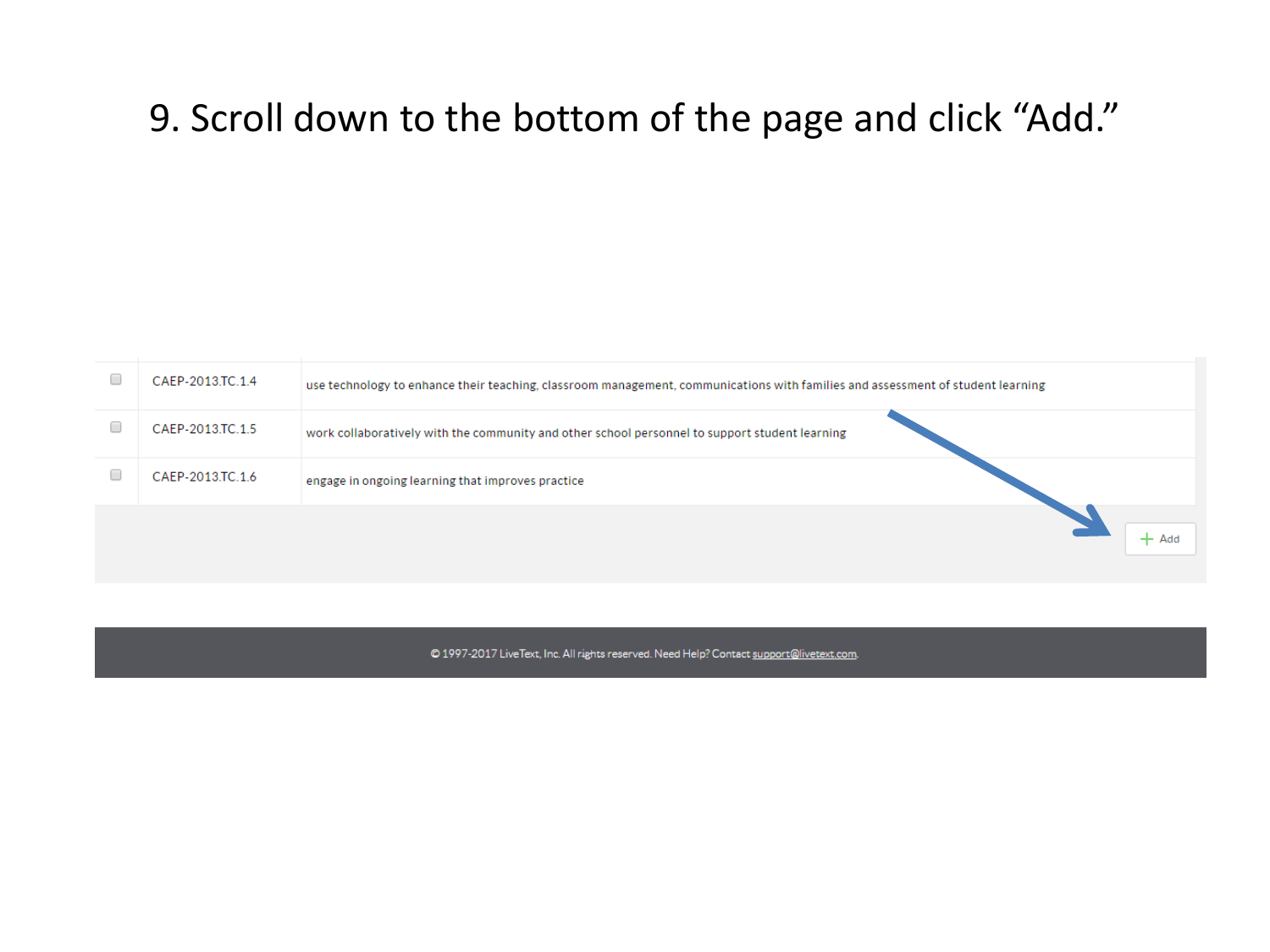9. Scroll down to the bottom of the page and click "Add."

| | | |
|---|---|---|
| ☐ | CAEP-2013.TC.1.4 | use technology to enhance their teaching, classroom management, communications with families and assessment of student learning |
| ☐ | CAEP-2013.TC.1.5 | work collaboratively with the community and other school personnel to support student learning |
| ☐ | CAEP-2013.TC.1.6 | engage in ongoing learning that improves practice |

+ Add

© 1997-2017 LiveText, Inc. All rights reserved. Need Help? Contact support@livetext.com.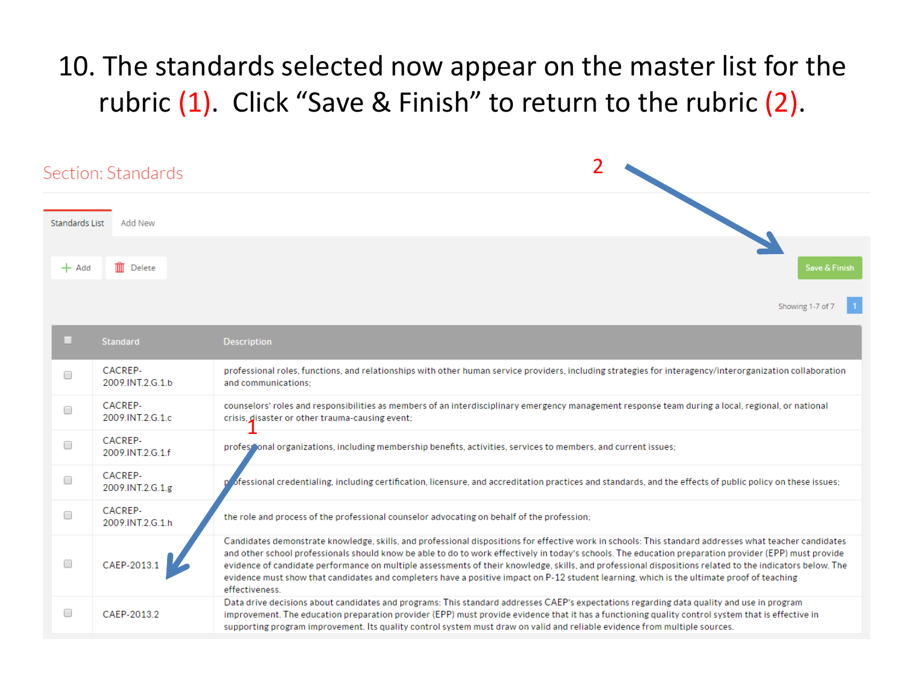# 10. The standards selected now appear on the master list for the rubric (1). Click "Save & Finish" to return to the rubric (2).

## Section: Standards

Standards List | Add New

+ Add | Delete | Save & Finish

Showing 1-7 of 7 | 1

| | Standard | Description |
|---|---|---|
| | CACREP-2009.INT.2.G.1.b | professional roles, functions, and relationships with other human service providers, including strategies for interagency/interorganization collaboration and communications; |
| | CACREP-2009.INT.2.G.1.c | counselors' roles and responsibilities as members of an interdisciplinary emergency management response team during a local, regional, or national crisis, disaster or other trauma-causing event; |
| | CACREP-2009.INT.2.G.1.f | professional organizations, including membership benefits, activities, services to members, and current issues; |
| | CACREP-2009.INT.2.G.1.g | professional credentialing, including certification, licensure, and accreditation practices and standards, and the effects of public policy on these issues; |
| | CACREP-2009.INT.2.G.1.h | the role and process of the professional counselor advocating on behalf of the profession; |
| | CAEP-2013.1 | Candidates demonstrate knowledge, skills, and professional dispositions for effective work in schools: This standard addresses what teacher candidates and other school professionals should know be able to do to work effectively in today's schools. The education preparation provider (EPP) must provide evidence of candidate performance on multiple assessments of their knowledge, skills, and professional dispositions related to the indicators below. The evidence must show that candidates and completers have a positive impact on P-12 student learning, which is the ultimate proof of teaching effectiveness. |
| | CAEP-2013.2 | Data drive decisions about candidates and programs: This standard addresses CAEP's expectations regarding data quality and use in program improvement. The education preparation provider (EPP) must provide evidence that it has a functioning quality control system that is effective in supporting program improvement. Its quality control system must draw on valid and reliable evidence from multiple sources. |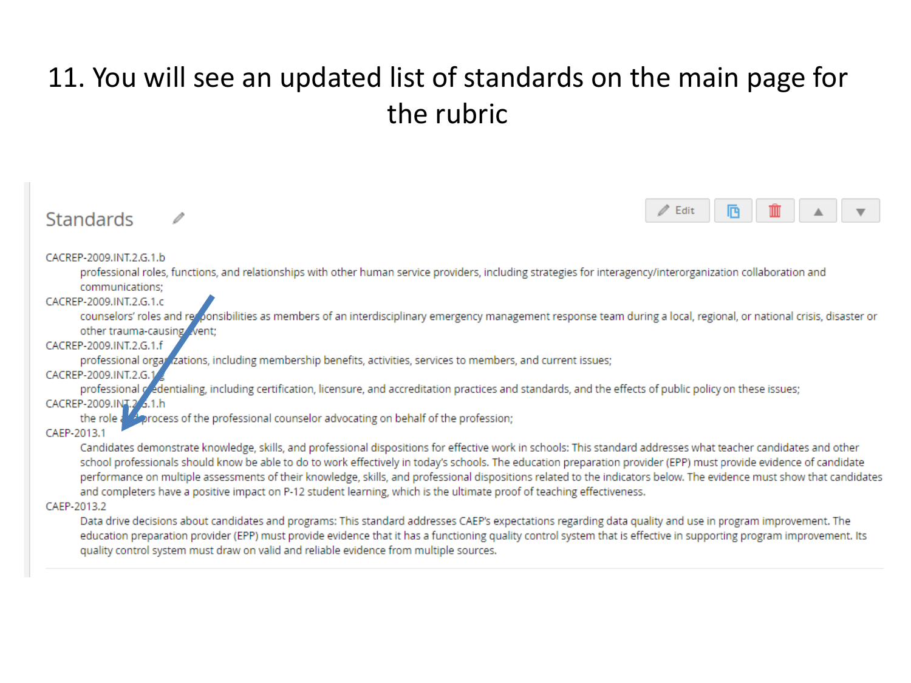# 11. You will see an updated list of standards on the main page for the rubric

## Standards

Edit

CACREP-2009.INT.2.G.1.b
: professional roles, functions, and relationships with other human service providers, including strategies for interagency/interorganization collaboration and communications;

CACREP-2009.INT.2.G.1.c
: counselors' roles and responsibilities as members of an interdisciplinary emergency management response team during a local, regional, or national crisis, disaster or other trauma-causing event;

CACREP-2009.INT.2.G.1.f
: professional organizations, including membership benefits, activities, services to members, and current issues;

CACREP-2009.INT.2.G.1.g
: professional credentialing, including certification, licensure, and accreditation practices and standards, and the effects of public policy on these issues;

CACREP-2009.INT.2.G.1.h
: the role and process of the professional counselor advocating on behalf of the profession;

CAEP-2013.1
: Candidates demonstrate knowledge, skills, and professional dispositions for effective work in schools: This standard addresses what teacher candidates and other school professionals should know be able to do to work effectively in today's schools. The education preparation provider (EPP) must provide evidence of candidate performance on multiple assessments of their knowledge, skills, and professional dispositions related to the indicators below. The evidence must show that candidates and completers have a positive impact on P-12 student learning, which is the ultimate proof of teaching effectiveness.

CAEP-2013.2
: Data drive decisions about candidates and programs: This standard addresses CAEP's expectations regarding data quality and use in program improvement. The education preparation provider (EPP) must provide evidence that it has a functioning quality control system that is effective in supporting program improvement. Its quality control system must draw on valid and reliable evidence from multiple sources.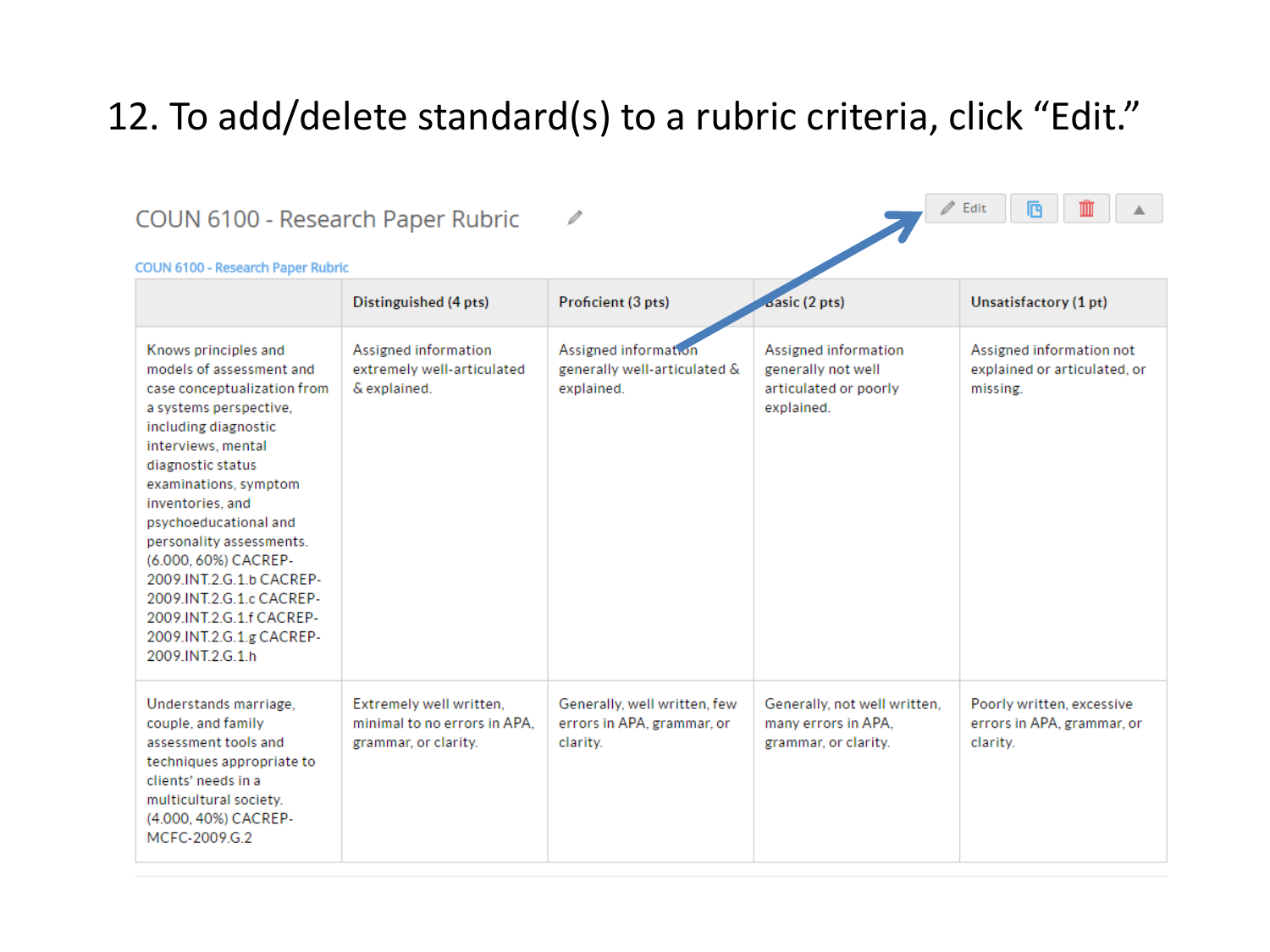# 12. To add/delete standard(s) to a rubric criteria, click "Edit."

COUN 6100 - Research Paper Rubric

Edit

COUN 6100 - Research Paper Rubric

| | Distinguished (4 pts) | Proficient (3 pts) | Basic (2 pts) | Unsatisfactory (1 pt) |
|---|---|---|---|---|
| Knows principles and models of assessment and case conceptualization from a systems perspective, including diagnostic interviews, mental diagnostic status examinations, symptom inventories, and psychoeducational and personality assessments. (6.000, 60%) CACREP-2009.INT.2.G.1.b CACREP-2009.INT.2.G.1.c CACREP-2009.INT.2.G.1.f CACREP-2009.INT.2.G.1.g CACREP-2009.INT.2.G.1.h | Assigned information extremely well-articulated & explained. | Assigned information generally well-articulated & explained. | Assigned information generally not well articulated or poorly explained. | Assigned information not explained or articulated, or missing. |
| Understands marriage, couple, and family assessment tools and techniques appropriate to clients' needs in a multicultural society. (4.000, 40%) CACREP-MCFC-2009.G.2 | Extremely well written, minimal to no errors in APA, grammar, or clarity. | Generally, well written, few errors in APA, grammar, or clarity. | Generally, not well written, many errors in APA, grammar, or clarity. | Poorly written, excessive errors in APA, grammar, or clarity. |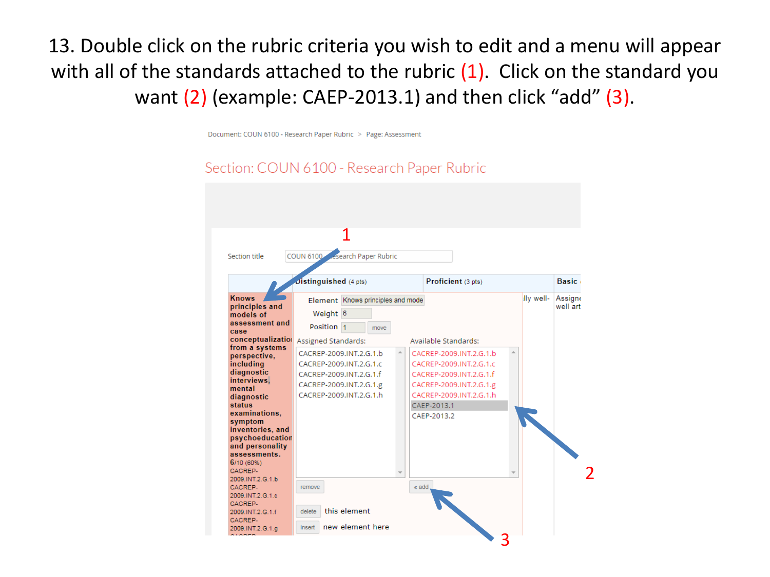13. Double click on the rubric criteria you wish to edit and a menu will appear with all of the standards attached to the rubric (1). Click on the standard you want (2) (example: CAEP-2013.1) and then click "add" (3).

Document: COUN 6100 - Research Paper Rubric > Page: Assessment

Section: COUN 6100 - Research Paper Rubric

Section title: COUN 6100 - Research Paper Rubric

| | Distinguished (4 pts) | Proficient (3 pts) | Basic |
|---|---|---|---|
| Knows principles and models of assessment and case conceptualization from a systems perspective, including diagnostic interviews, mental diagnostic status examinations, symptom inventories, and psychoeducational and personality assessments. 6/10 (60%) CACREP-2009.INT.2.G.1.b CACREP-2009.INT.2.G.1.c CACREP-2009.INT.2.G.1.f CACREP-2009.INT.2.G.1.g | | | |

Element: Knows principles and mode

Weight: 6

Position: 1 move

Assigned Standards:
- CACREP-2009.INT.2.G.1.b
- CACREP-2009.INT.2.G.1.c
- CACREP-2009.INT.2.G.1.f
- CACREP-2009.INT.2.G.1.g
- CACREP-2009.INT.2.G.1.h

Available Standards:
- CACREP-2009.INT.2.G.1.b
- CACREP-2009.INT.2.G.1.c
- CACREP-2009.INT.2.G.1.f
- CACREP-2009.INT.2.G.1.g
- CACREP-2009.INT.2.G.1.h
- CAEP-2013.1
- CAEP-2013.2

remove | « add

delete this element

insert new element here

1

2

3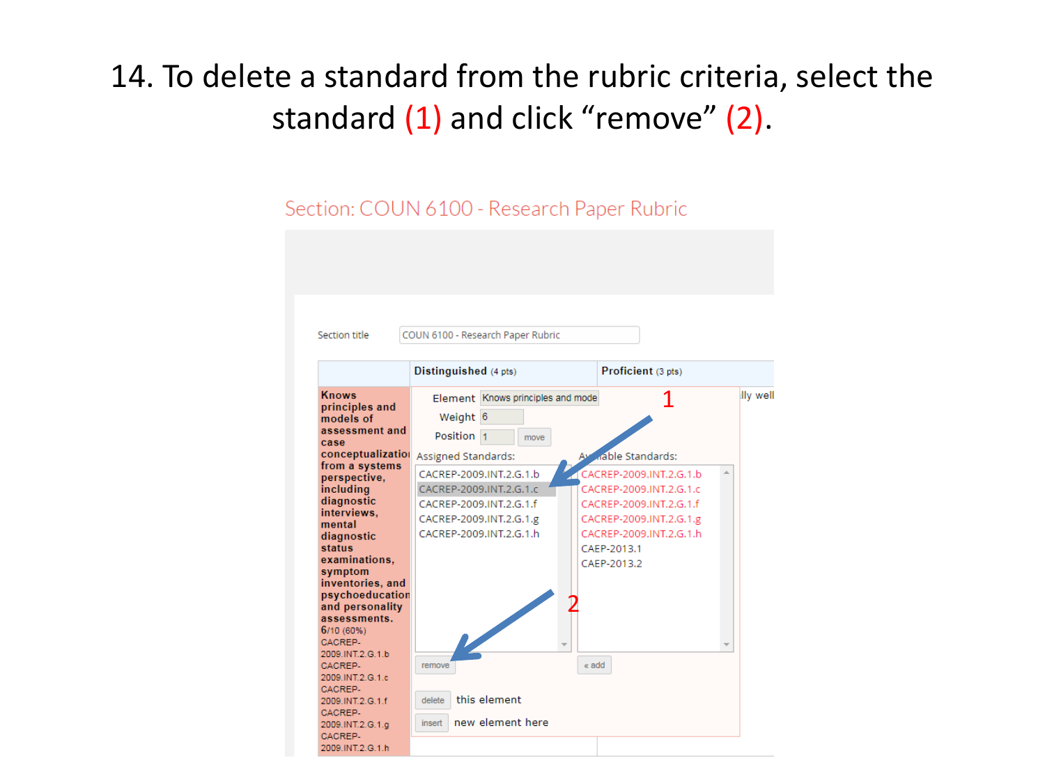# 14. To delete a standard from the rubric criteria, select the standard (1) and click "remove" (2).

Section: COUN 6100 - Research Paper Rubric

Section title: COUN 6100 - Research Paper Rubric

| | Distinguished (4 pts) | Proficient (3 pts) |
|---|---|---|
| Knows principles and models of assessment and case conceptualization from a systems perspective, including diagnostic interviews, mental diagnostic status examinations, symptom inventories, and psychoeducation and personality assessments. 6/10 (60%) CACREP-2009.INT.2.G.1.b CACREP-2009.INT.2.G.1.c CACREP-2009.INT.2.G.1.f CACREP-2009.INT.2.G.1.g CACREP-2009.INT.2.G.1.h | Element: Knows principles and mode<br>Weight: 6<br>Position: 1 [move]<br>Assigned Standards: CACREP-2009.INT.2.G.1.b, CACREP-2009.INT.2.G.1.c, CACREP-2009.INT.2.G.1.f, CACREP-2009.INT.2.G.1.g, CACREP-2009.INT.2.G.1.h [remove]<br>[delete] this element<br>[insert] new element here | Available Standards: CACREP-2009.INT.2.G.1.b, CACREP-2009.INT.2.G.1.c, CACREP-2009.INT.2.G.1.f, CACREP-2009.INT.2.G.1.g, CACREP-2009.INT.2.G.1.h, CAEP-2013.1, CAEP-2013.2 [« add] |

1

2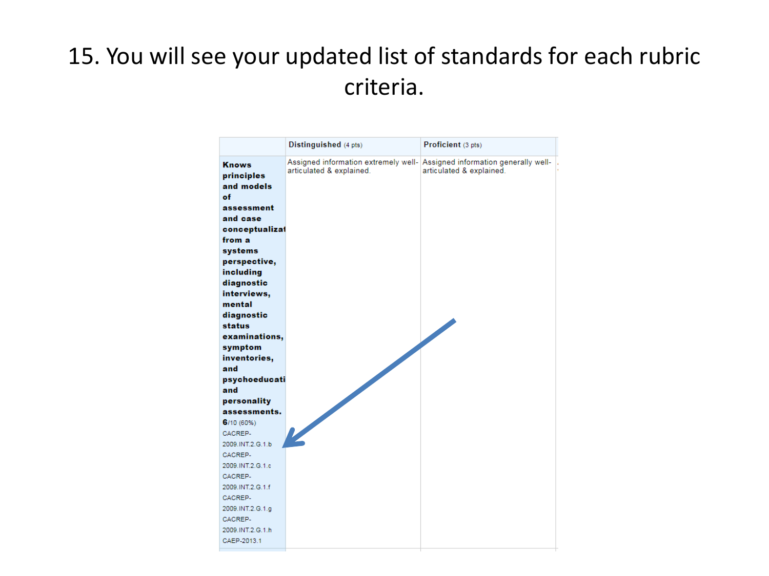# 15. You will see your updated list of standards for each rubric criteria.

| | Distinguished (4 pts) | Proficient (3 pts) |
|---|---|---|
| **Knows principles and models of assessment and case conceptualizat from a systems perspective, including diagnostic interviews, mental diagnostic status examinations, symptom inventories, and psychoeducati and personality assessments.** **6**/10 (60%) CACREP-2009.INT.2.G.1.b CACREP-2009.INT.2.G.1.c CACREP-2009.INT.2.G.1.f CACREP-2009.INT.2.G.1.g CACREP-2009.INT.2.G.1.h CAEP-2013.1 | Assigned information extremely well-articulated & explained. | Assigned information generally well-articulated & explained. |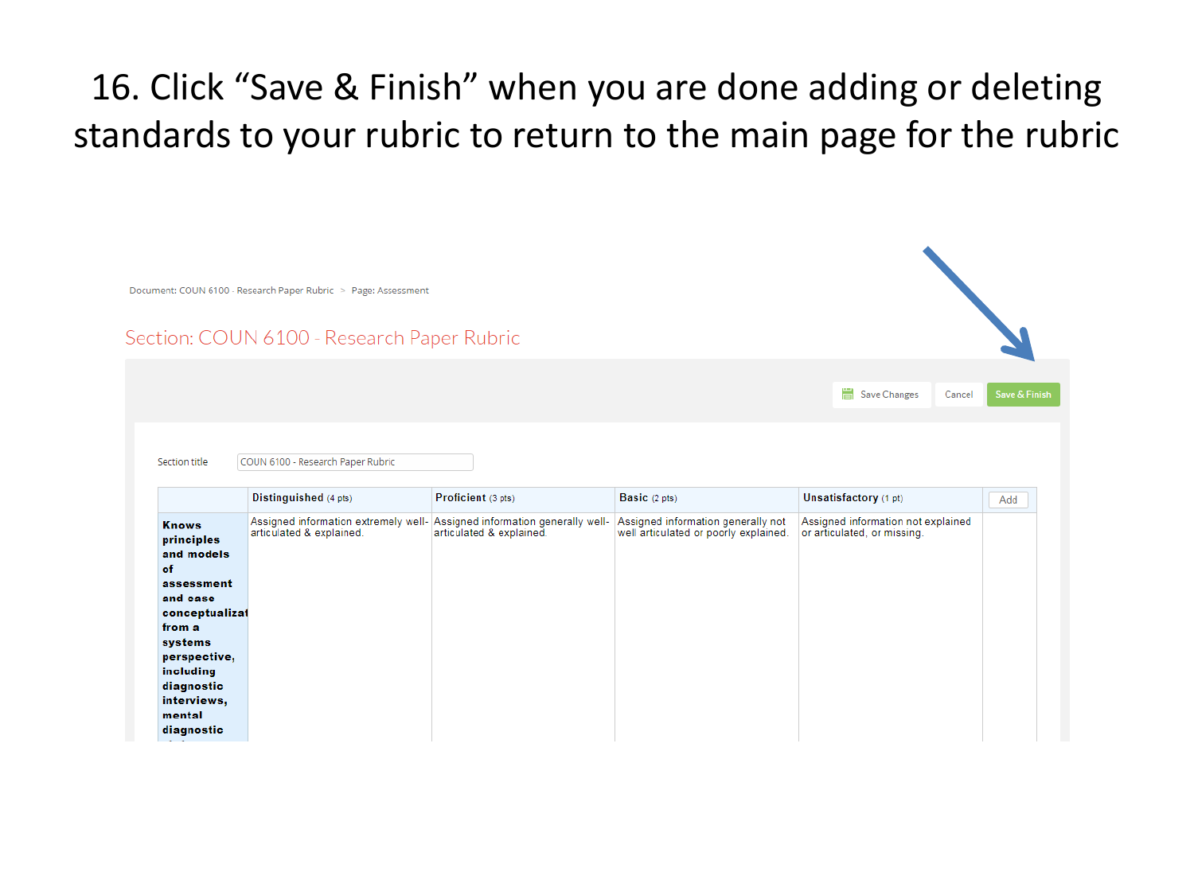# 16. Click “Save & Finish” when you are done adding or deleting standards to your rubric to return to the main page for the rubric

Document: COUN 6100 - Research Paper Rubric > Page: Assessment

Section: COUN 6100 - Research Paper Rubric

Save Changes Cancel Save & Finish

Section title COUN 6100 - Research Paper Rubric

| | Distinguished (4 pts) | Proficient (3 pts) | Basic (2 pts) | Unsatisfactory (1 pt) | Add |
|---|---|---|---|---|---|
| Knows principles and models of assessment and case conceptualizat from a systems perspective, including diagnostic interviews, mental diagnostic | Assigned information extremely well-articulated & explained. | Assigned information generally well-articulated & explained. | Assigned information generally not well articulated or poorly explained. | Assigned information not explained or articulated, or missing. | |